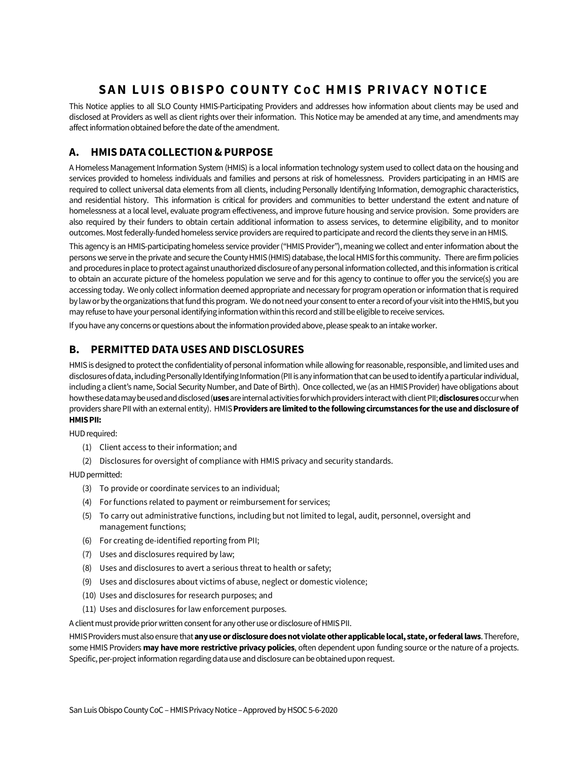# SAN LUIS OBISPO COUNTY CoC HMIS PRIVACY NOTICE

This Notice applies to all SLO County HMIS-Participating Providers and addresses how information about clients may be used and disclosed at Providers as well as client rights over their information. This Notice may be amended at any time, and amendments may affect information obtained before the date of the amendment.

## A. HMIS DATA COLLECTION & PURPOSE

A Homeless Management Information System (HMIS) is a local information technology system used to collect data on the housing and services provided to homeless individuals and families and persons at risk of homelessness. Providers participating in an HMIS are required to collect universal data elements from all clients, including Personally Identifying Information, demographic characteristics, and residential history. This information is critical for providers and communities to better understand the extent and nature of homelessness at a local level, evaluate program effectiveness, and improve future housing and service provision. Some providers are also required by their funders to obtain certain additional information to assess services, to determine eligibility, and to monitor outcomes. Most federally-funded homeless service providers are required to participate and record the clients they serve in an HMIS.

This agency is an HMIS-participating homeless service provider ("HMIS Provider"), meaning we collect and enter information about the persons we serve in the private and secure the County HMIS (HMIS) database, the local HMIS for this community. There are firm policies and procedures in place to protect against unauthorized disclosure of any personal information collected, and this information is critical to obtain an accurate picture of the homeless population we serve and for this agency to continue to offer you the service(s) you are accessing today. We only collect information deemed appropriate and necessary for program operation or information that is required by law or by the organizations that fund this program. We do not need your consent to enter a record of your visit into the HMIS, but you may refuse to have your personal identifying information within this record and still be eligible to receive services.

If you have any concerns or questions about the information provided above, please speak to an intake worker.

## B. PERMITTED DATA USES AND DISCLOSURES

HMIS is designed to protect the confidentiality of personal information while allowing for reasonable, responsible, and limited uses and disclosures of data, including Personally Identifying Information (PII is any information that can be used to identify a particular individual, including a client's name, Social Security Number, and Date of Birth). Once collected, we (as an HMIS Provider) have obligations about how these data may be used and disclosed (**uses** are internal activities for which providers interact with client PII; **disclosures** occur when providers share PII with an external entity). HMIS **Providers are limited to the following circumstances for the use and disclosure of HMIS PII:**

HUD required:

(1) Client access to their information; and
(2) Disclosures for oversight of compliance with HMIS privacy and security standards.

HUD permitted:

(3) To provide or coordinate services to an individual;
(4) For functions related to payment or reimbursement for services;
(5) To carry out administrative functions, including but not limited to legal, audit, personnel, oversight and management functions;
(6) For creating de-identified reporting from PII;
(7) Uses and disclosures required by law;
(8) Uses and disclosures to avert a serious threat to health or safety;
(9) Uses and disclosures about victims of abuse, neglect or domestic violence;
(10) Uses and disclosures for research purposes; and
(11) Uses and disclosures for law enforcement purposes.

A client must provide prior written consent for any other use or disclosure of HMIS PII.

HMIS Providers must also ensure that **any use or disclosure does not violate other applicable local, state, or federal laws**. Therefore, some HMIS Providers **may have more restrictive privacy policies**, often dependent upon funding source or the nature of a projects. Specific, per-project information regarding data use and disclosure can be obtained upon request.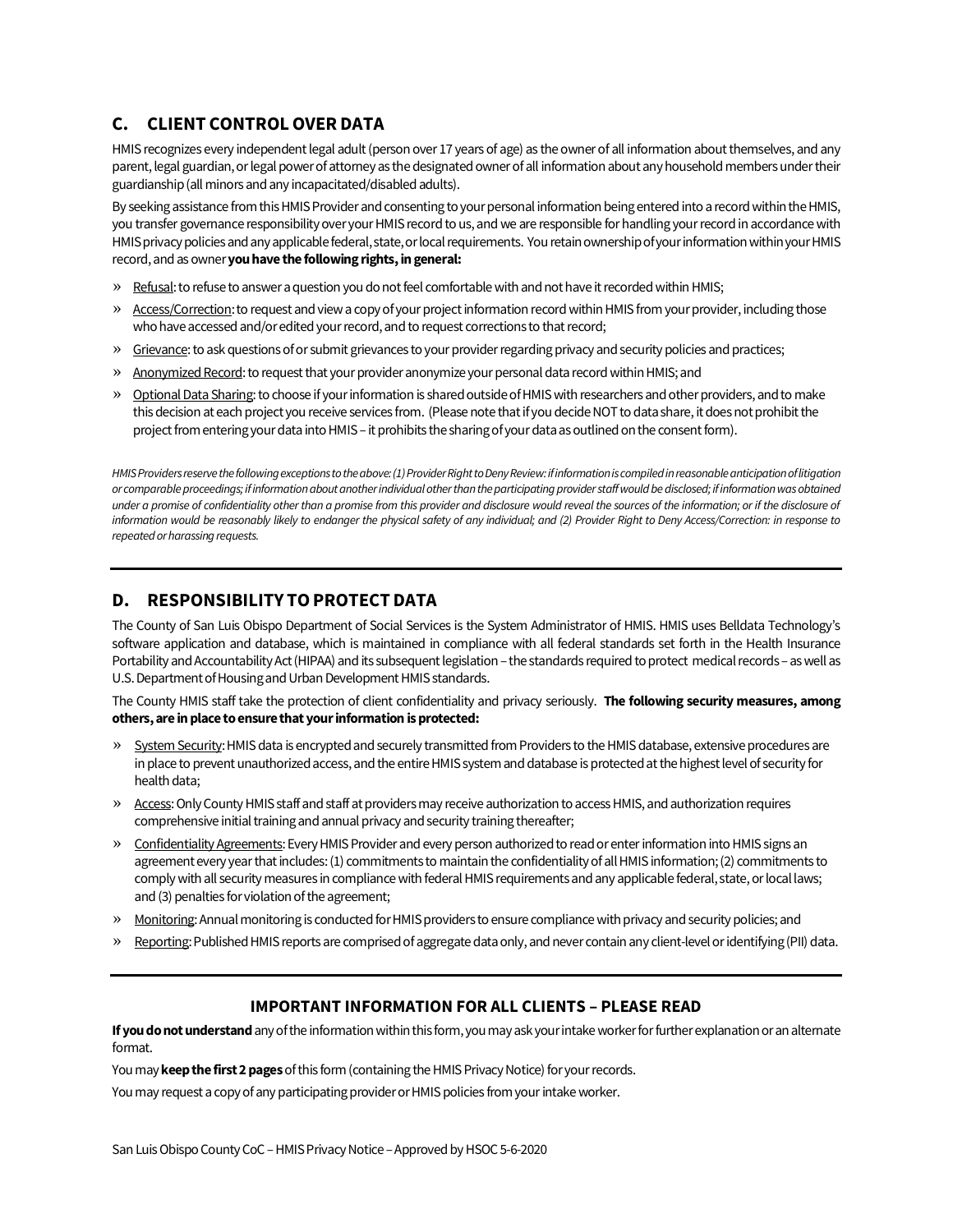## C. CLIENT CONTROL OVER DATA

HMIS recognizes every independent legal adult (person over 17 years of age) as the owner of all information about themselves, and any parent, legal guardian, or legal power of attorney as the designated owner of all information about any household members under their guardianship (all minors and any incapacitated/disabled adults).

By seeking assistance from this HMIS Provider and consenting to your personal information being entered into a record within the HMIS, you transfer governance responsibility over your HMIS record to us, and we are responsible for handling your record in accordance with HMIS privacy policies and any applicable federal, state, or local requirements. You retain ownership of your information within your HMIS record, and as owner **you have the following rights, in general:**

- <u>Refusal</u>: to refuse to answer a question you do not feel comfortable with and not have it recorded within HMIS;
- <u>Access/Correction</u>: to request and view a copy of your project information record within HMIS from your provider, including those who have accessed and/or edited your record, and to request corrections to that record;
- <u>Grievance</u>: to ask questions of or submit grievances to your provider regarding privacy and security policies and practices;
- <u>Anonymized Record</u>: to request that your provider anonymize your personal data record within HMIS; and
- <u>Optional Data Sharing</u>: to choose if your information is shared outside of HMIS with researchers and other providers, and to make this decision at each project you receive services from. (Please note that if you decide NOT to data share, it does not prohibit the project from entering your data into HMIS – it prohibits the sharing of your data as outlined on the consent form).

*HMIS Providers reserve the following exceptions to the above: (1) Provider Right to Deny Review: if information is compiled in reasonable anticipation of litigation or comparable proceedings; if information about another individual other than the participating provider staff would be disclosed; if information was obtained under a promise of confidentiality other than a promise from this provider and disclosure would reveal the sources of the information; or if the disclosure of information would be reasonably likely to endanger the physical safety of any individual; and (2) Provider Right to Deny Access/Correction: in response to repeated or harassing requests.*

## D. RESPONSIBILITY TO PROTECT DATA

The County of San Luis Obispo Department of Social Services is the System Administrator of HMIS. HMIS uses Belldata Technology's software application and database, which is maintained in compliance with all federal standards set forth in the Health Insurance Portability and Accountability Act (HIPAA) and its subsequent legislation – the standards required to protect medical records – as well as U.S. Department of Housing and Urban Development HMIS standards.

The County HMIS staff take the protection of client confidentiality and privacy seriously. **The following security measures, among others, are in place to ensure that your information is protected:**

- <u>System Security</u>: HMIS data is encrypted and securely transmitted from Providers to the HMIS database, extensive procedures are in place to prevent unauthorized access, and the entire HMIS system and database is protected at the highest level of security for health data;
- <u>Access</u>: Only County HMIS staff and staff at providers may receive authorization to access HMIS, and authorization requires comprehensive initial training and annual privacy and security training thereafter;
- <u>Confidentiality Agreements</u>: Every HMIS Provider and every person authorized to read or enter information into HMIS signs an agreement every year that includes: (1) commitments to maintain the confidentiality of all HMIS information; (2) commitments to comply with all security measures in compliance with federal HMIS requirements and any applicable federal, state, or local laws; and (3) penalties for violation of the agreement;
- <u>Monitoring</u>: Annual monitoring is conducted for HMIS providers to ensure compliance with privacy and security policies; and
- <u>Reporting</u>: Published HMIS reports are comprised of aggregate data only, and never contain any client-level or identifying (PII) data.

### IMPORTANT INFORMATION FOR ALL CLIENTS – PLEASE READ

**If you do not understand** any of the information within this form, you may ask your intake worker for further explanation or an alternate format.

You may **keep the first 2 pages** of this form (containing the HMIS Privacy Notice) for your records.

You may request a copy of any participating provider or HMIS policies from your intake worker.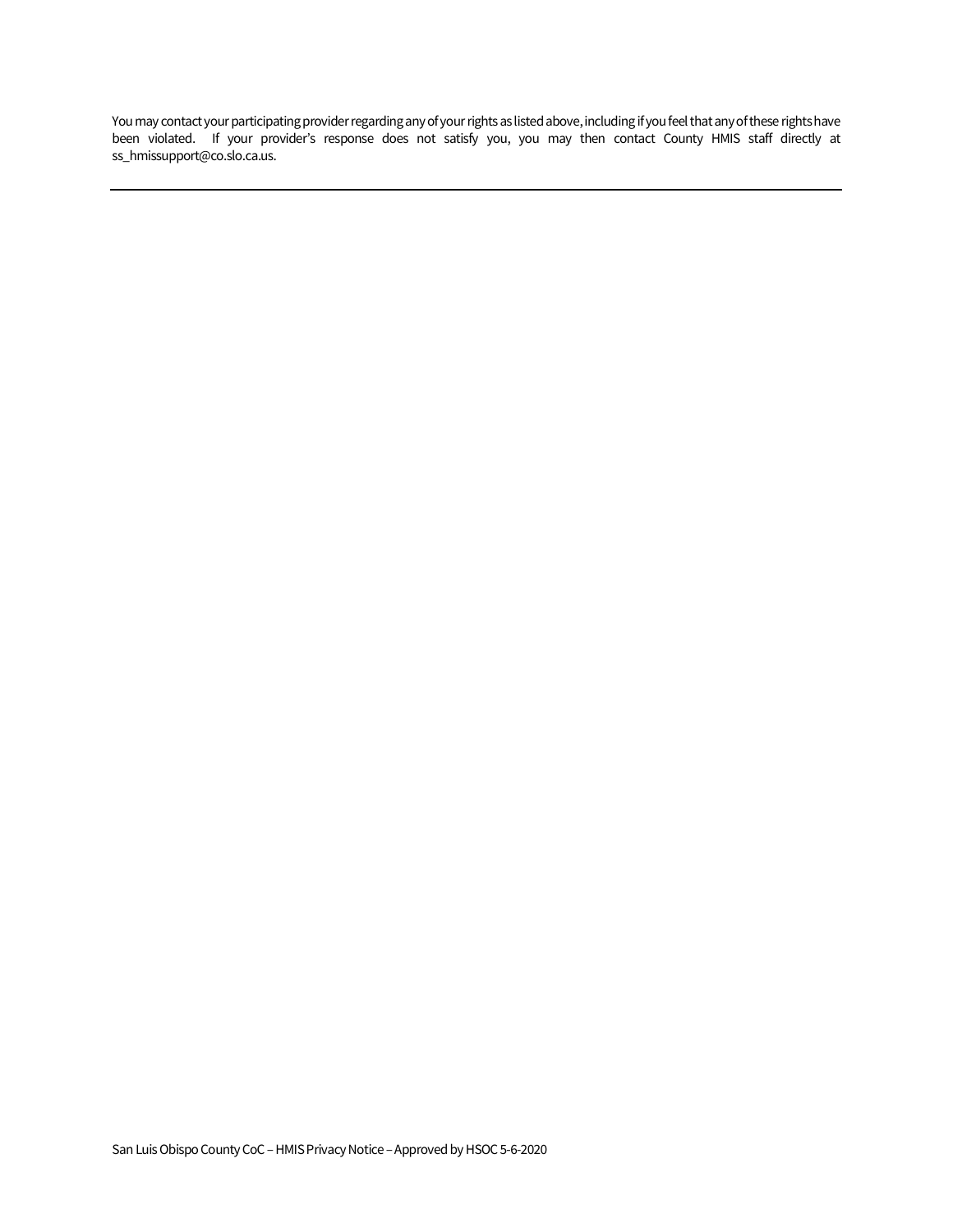You may contact your participating provider regarding any of your rights as listed above, including if you feel that any of these rights have been violated. If your provider's response does not satisfy you, you may then contact County HMIS staff directly at ss_hmissupport@co.slo.ca.us.

---